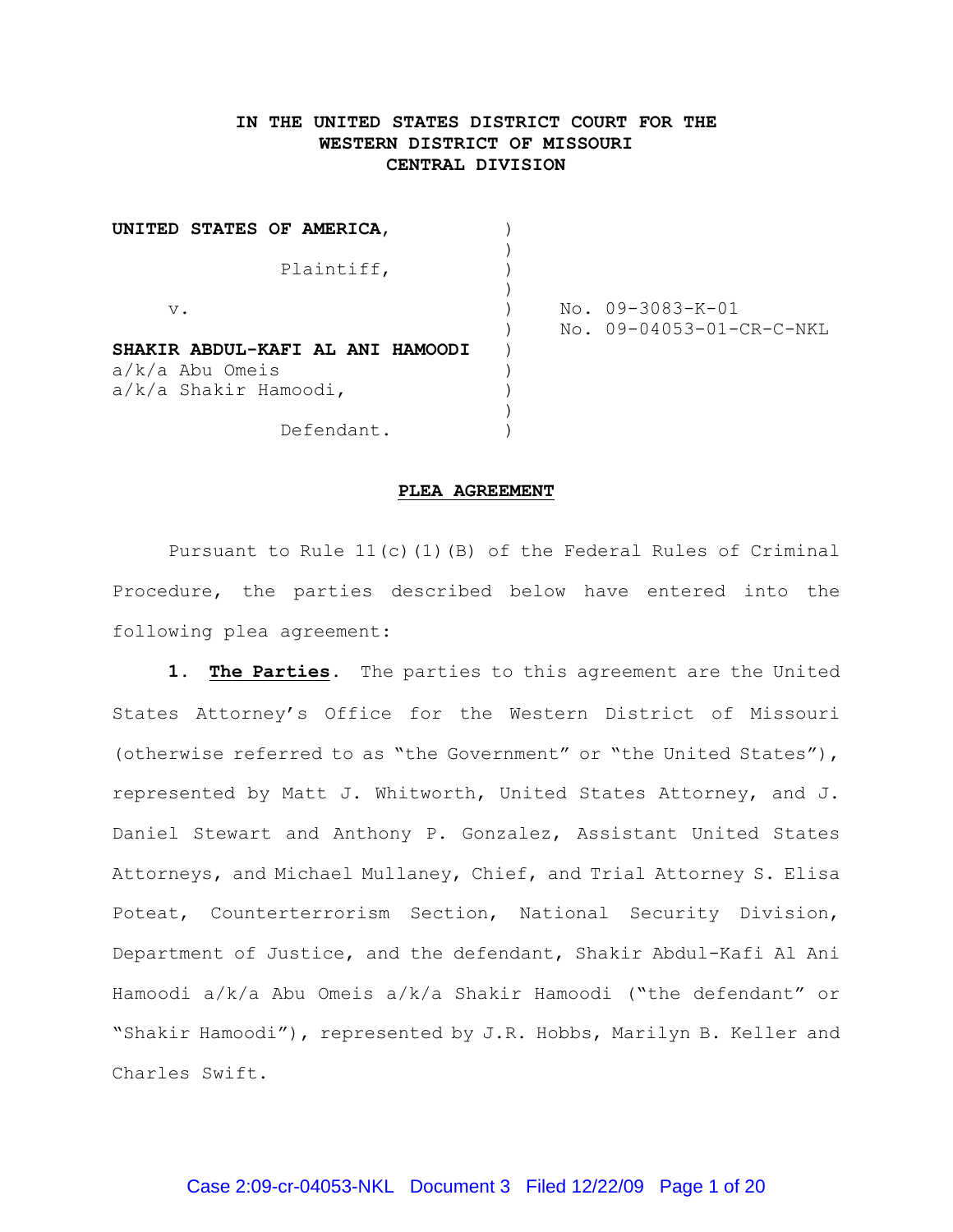**IN THE UNITED STATES DISTRICT COURT FOR THE WESTERN DISTRICT OF MISSOURI CENTRAL DIVISION**

| | | |
|---|---|---|
| **UNITED STATES OF AMERICA**, | ) | |
| Plaintiff, | ) | |
| v. | ) | No. 09-3083-K-01 |
| | ) | No. 09-04053-01-CR-C-NKL |
| **SHAKIR ABDUL-KAFI AL ANI HAMOODI** a/k/a Abu Omeis a/k/a Shakir Hamoodi, | ) | |
| Defendant. | ) | |

**PLEA AGREEMENT**

Pursuant to Rule 11(c)(1)(B) of the Federal Rules of Criminal Procedure, the parties described below have entered into the following plea agreement:

**1. The Parties.** The parties to this agreement are the United States Attorney's Office for the Western District of Missouri (otherwise referred to as "the Government" or "the United States"), represented by Matt J. Whitworth, United States Attorney, and J. Daniel Stewart and Anthony P. Gonzalez, Assistant United States Attorneys, and Michael Mullaney, Chief, and Trial Attorney S. Elisa Poteat, Counterterrorism Section, National Security Division, Department of Justice, and the defendant, Shakir Abdul-Kafi Al Ani Hamoodi a/k/a Abu Omeis a/k/a Shakir Hamoodi ("the defendant" or "Shakir Hamoodi"), represented by J.R. Hobbs, Marilyn B. Keller and Charles Swift.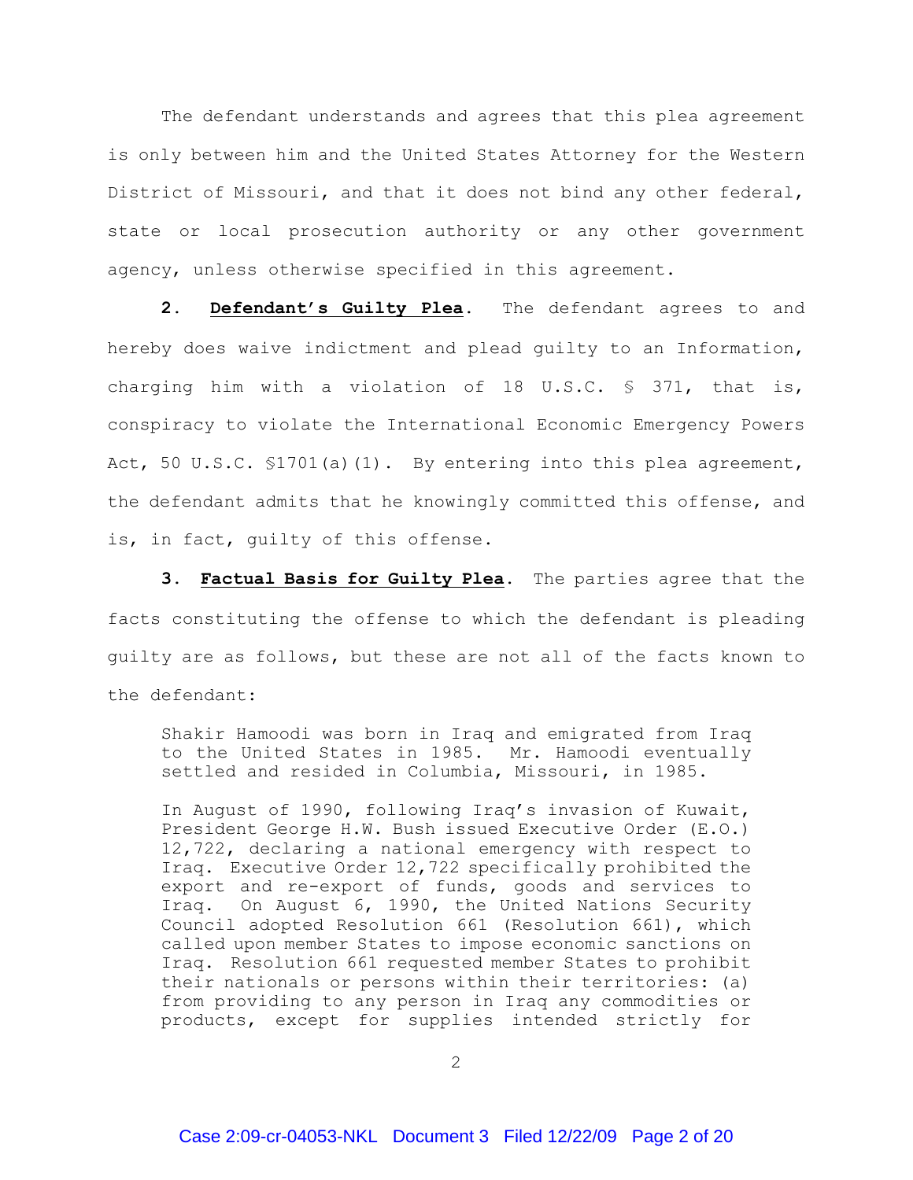The defendant understands and agrees that this plea agreement is only between him and the United States Attorney for the Western District of Missouri, and that it does not bind any other federal, state or local prosecution authority or any other government agency, unless otherwise specified in this agreement.

**2. Defendant's Guilty Plea.** The defendant agrees to and hereby does waive indictment and plead guilty to an Information, charging him with a violation of 18 U.S.C. § 371, that is, conspiracy to violate the International Economic Emergency Powers Act, 50 U.S.C. §1701(a)(1). By entering into this plea agreement, the defendant admits that he knowingly committed this offense, and is, in fact, guilty of this offense.

**3. Factual Basis for Guilty Plea.** The parties agree that the facts constituting the offense to which the defendant is pleading guilty are as follows, but these are not all of the facts known to the defendant:

> Shakir Hamoodi was born in Iraq and emigrated from Iraq to the United States in 1985. Mr. Hamoodi eventually settled and resided in Columbia, Missouri, in 1985.
>
> In August of 1990, following Iraq's invasion of Kuwait, President George H.W. Bush issued Executive Order (E.O.) 12,722, declaring a national emergency with respect to Iraq. Executive Order 12,722 specifically prohibited the export and re-export of funds, goods and services to Iraq. On August 6, 1990, the United Nations Security Council adopted Resolution 661 (Resolution 661), which called upon member States to impose economic sanctions on Iraq. Resolution 661 requested member States to prohibit their nationals or persons within their territories: (a) from providing to any person in Iraq any commodities or products, except for supplies intended strictly for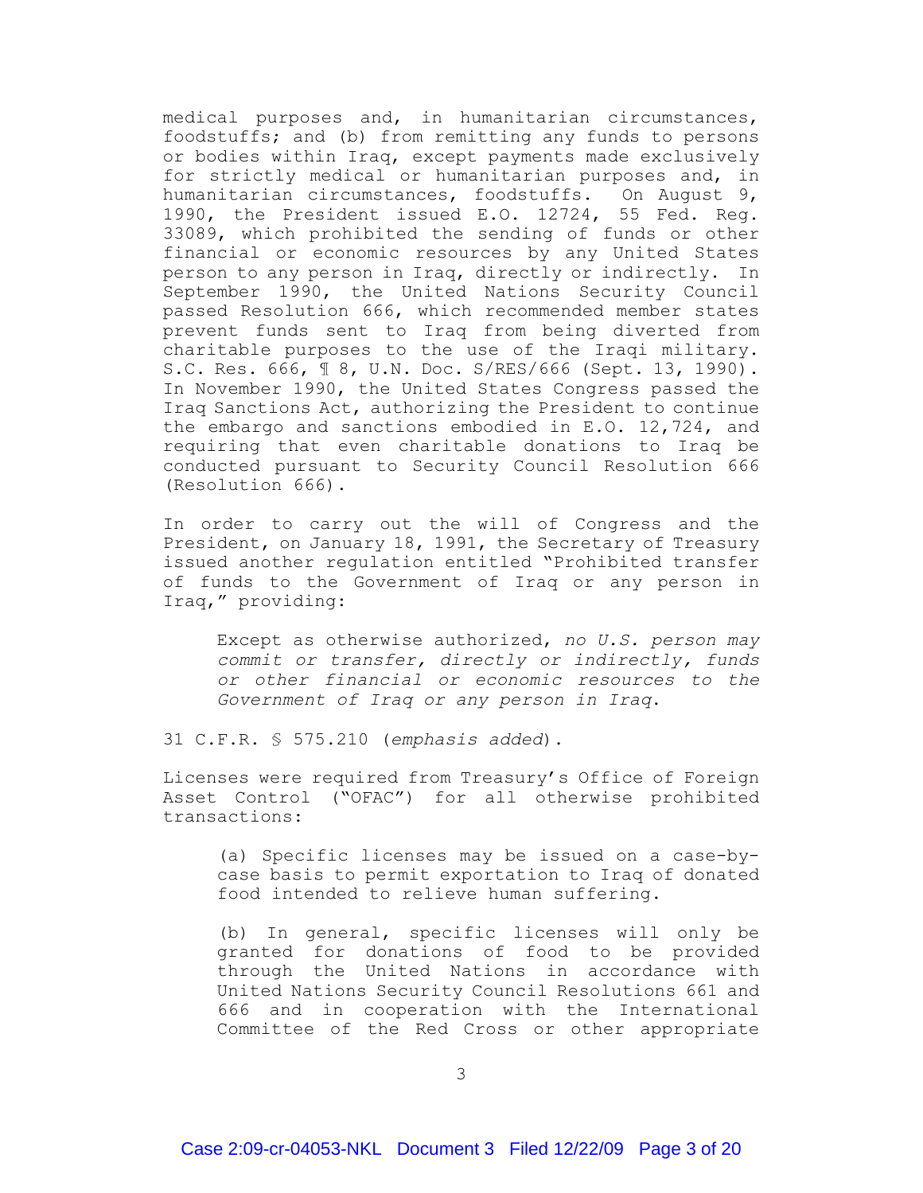medical purposes and, in humanitarian circumstances, foodstuffs; and (b) from remitting any funds to persons or bodies within Iraq, except payments made exclusively for strictly medical or humanitarian purposes and, in humanitarian circumstances, foodstuffs. On August 9, 1990, the President issued E.O. 12724, 55 Fed. Reg. 33089, which prohibited the sending of funds or other financial or economic resources by any United States person to any person in Iraq, directly or indirectly. In September 1990, the United Nations Security Council passed Resolution 666, which recommended member states prevent funds sent to Iraq from being diverted from charitable purposes to the use of the Iraqi military. S.C. Res. 666, ¶ 8, U.N. Doc. S/RES/666 (Sept. 13, 1990). In November 1990, the United States Congress passed the Iraq Sanctions Act, authorizing the President to continue the embargo and sanctions embodied in E.O. 12,724, and requiring that even charitable donations to Iraq be conducted pursuant to Security Council Resolution 666 (Resolution 666).

In order to carry out the will of Congress and the President, on January 18, 1991, the Secretary of Treasury issued another regulation entitled "Prohibited transfer of funds to the Government of Iraq or any person in Iraq," providing:

> Except as otherwise authorized, *no U.S. person may commit or transfer, directly or indirectly, funds or other financial or economic resources to the Government of Iraq or any person in Iraq*.

31 C.F.R. § 575.210 (*emphasis added*).

Licenses were required from Treasury's Office of Foreign Asset Control ("OFAC") for all otherwise prohibited transactions:

> (a) Specific licenses may be issued on a case-by-case basis to permit exportation to Iraq of donated food intended to relieve human suffering.
>
> (b) In general, specific licenses will only be granted for donations of food to be provided through the United Nations in accordance with United Nations Security Council Resolutions 661 and 666 and in cooperation with the International Committee of the Red Cross or other appropriate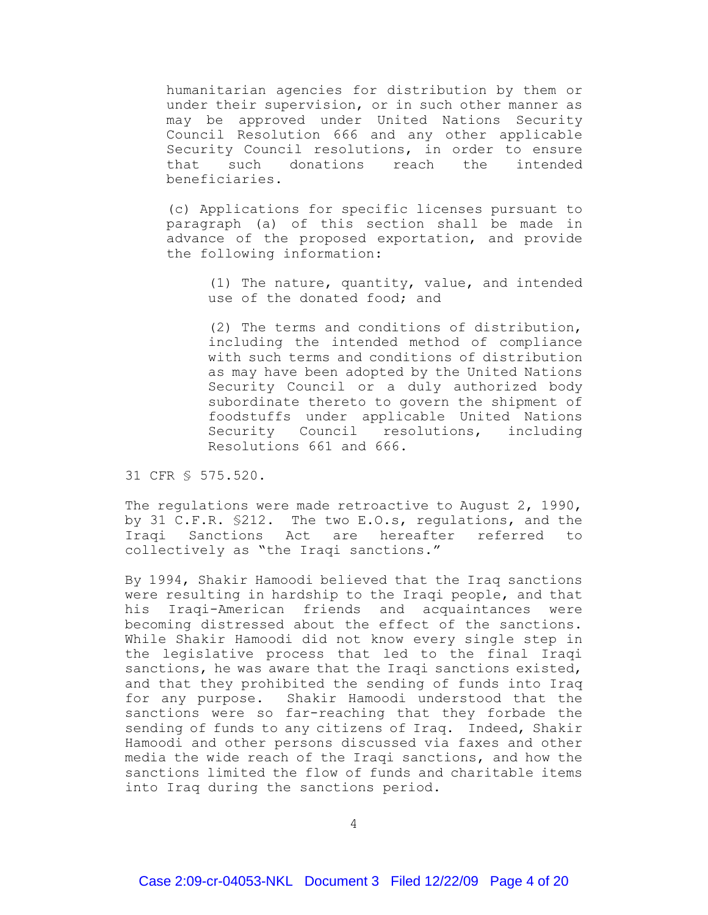> humanitarian agencies for distribution by them or under their supervision, or in such other manner as may be approved under United Nations Security Council Resolution 666 and any other applicable Security Council resolutions, in order to ensure that such donations reach the intended beneficiaries.
>
> (c) Applications for specific licenses pursuant to paragraph (a) of this section shall be made in advance of the proposed exportation, and provide the following information:
>
> > (1) The nature, quantity, value, and intended use of the donated food; and
> >
> > (2) The terms and conditions of distribution, including the intended method of compliance with such terms and conditions of distribution as may have been adopted by the United Nations Security Council or a duly authorized body subordinate thereto to govern the shipment of foodstuffs under applicable United Nations Security Council resolutions, including Resolutions 661 and 666.

31 CFR § 575.520.

The regulations were made retroactive to August 2, 1990, by 31 C.F.R. §212. The two E.O.s, regulations, and the Iraqi Sanctions Act are hereafter referred to collectively as "the Iraqi sanctions."

By 1994, Shakir Hamoodi believed that the Iraq sanctions were resulting in hardship to the Iraqi people, and that his Iraqi-American friends and acquaintances were becoming distressed about the effect of the sanctions. While Shakir Hamoodi did not know every single step in the legislative process that led to the final Iraqi sanctions, he was aware that the Iraqi sanctions existed, and that they prohibited the sending of funds into Iraq for any purpose. Shakir Hamoodi understood that the sanctions were so far-reaching that they forbade the sending of funds to any citizens of Iraq. Indeed, Shakir Hamoodi and other persons discussed via faxes and other media the wide reach of the Iraqi sanctions, and how the sanctions limited the flow of funds and charitable items into Iraq during the sanctions period.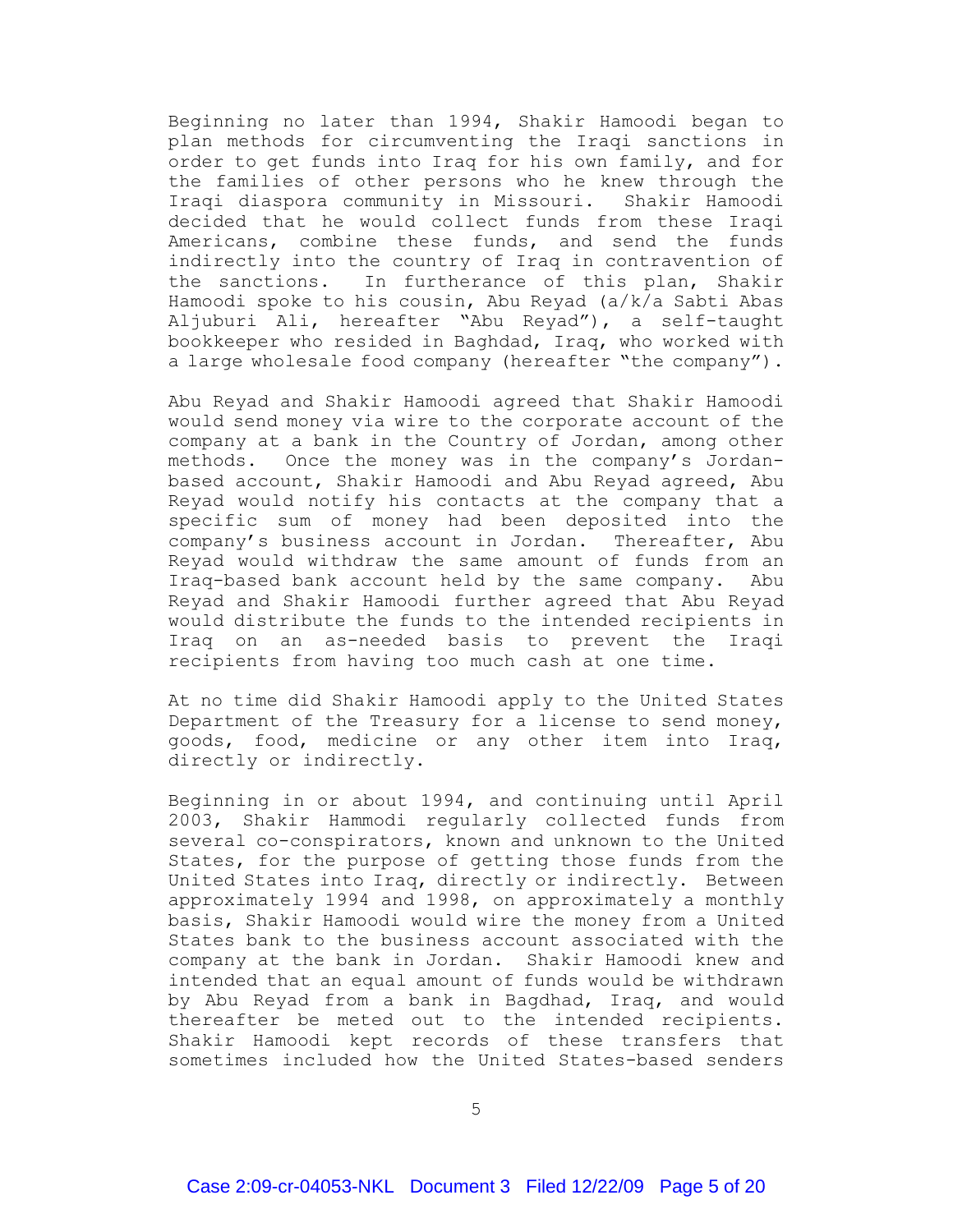Beginning no later than 1994, Shakir Hamoodi began to plan methods for circumventing the Iraqi sanctions in order to get funds into Iraq for his own family, and for the families of other persons who he knew through the Iraqi diaspora community in Missouri. Shakir Hamoodi decided that he would collect funds from these Iraqi Americans, combine these funds, and send the funds indirectly into the country of Iraq in contravention of the sanctions. In furtherance of this plan, Shakir Hamoodi spoke to his cousin, Abu Reyad (a/k/a Sabti Abas Aljuburi Ali, hereafter "Abu Reyad"), a self-taught bookkeeper who resided in Baghdad, Iraq, who worked with a large wholesale food company (hereafter "the company").

Abu Reyad and Shakir Hamoodi agreed that Shakir Hamoodi would send money via wire to the corporate account of the company at a bank in the Country of Jordan, among other methods. Once the money was in the company's Jordan-based account, Shakir Hamoodi and Abu Reyad agreed, Abu Reyad would notify his contacts at the company that a specific sum of money had been deposited into the company's business account in Jordan. Thereafter, Abu Reyad would withdraw the same amount of funds from an Iraq-based bank account held by the same company. Abu Reyad and Shakir Hamoodi further agreed that Abu Reyad would distribute the funds to the intended recipients in Iraq on an as-needed basis to prevent the Iraqi recipients from having too much cash at one time.

At no time did Shakir Hamoodi apply to the United States Department of the Treasury for a license to send money, goods, food, medicine or any other item into Iraq, directly or indirectly.

Beginning in or about 1994, and continuing until April 2003, Shakir Hammodi regularly collected funds from several co-conspirators, known and unknown to the United States, for the purpose of getting those funds from the United States into Iraq, directly or indirectly. Between approximately 1994 and 1998, on approximately a monthly basis, Shakir Hamoodi would wire the money from a United States bank to the business account associated with the company at the bank in Jordan. Shakir Hamoodi knew and intended that an equal amount of funds would be withdrawn by Abu Reyad from a bank in Bagdhad, Iraq, and would thereafter be meted out to the intended recipients. Shakir Hamoodi kept records of these transfers that sometimes included how the United States-based senders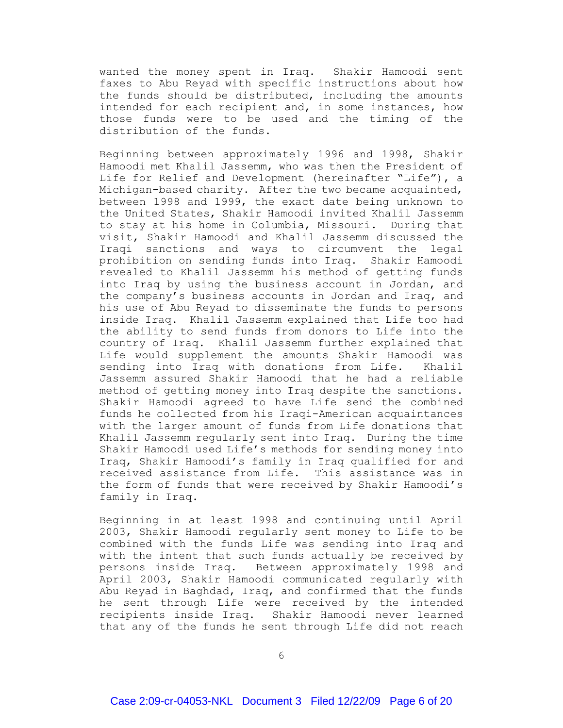wanted the money spent in Iraq. Shakir Hamoodi sent faxes to Abu Reyad with specific instructions about how the funds should be distributed, including the amounts intended for each recipient and, in some instances, how those funds were to be used and the timing of the distribution of the funds.

Beginning between approximately 1996 and 1998, Shakir Hamoodi met Khalil Jassemm, who was then the President of Life for Relief and Development (hereinafter "Life"), a Michigan-based charity. After the two became acquainted, between 1998 and 1999, the exact date being unknown to the United States, Shakir Hamoodi invited Khalil Jassemm to stay at his home in Columbia, Missouri. During that visit, Shakir Hamoodi and Khalil Jassemm discussed the Iraqi sanctions and ways to circumvent the legal prohibition on sending funds into Iraq. Shakir Hamoodi revealed to Khalil Jassemm his method of getting funds into Iraq by using the business account in Jordan, and the company's business accounts in Jordan and Iraq, and his use of Abu Reyad to disseminate the funds to persons inside Iraq. Khalil Jassemm explained that Life too had the ability to send funds from donors to Life into the country of Iraq. Khalil Jassemm further explained that Life would supplement the amounts Shakir Hamoodi was sending into Iraq with donations from Life. Khalil Jassemm assured Shakir Hamoodi that he had a reliable method of getting money into Iraq despite the sanctions. Shakir Hamoodi agreed to have Life send the combined funds he collected from his Iraqi-American acquaintances with the larger amount of funds from Life donations that Khalil Jassemm regularly sent into Iraq. During the time Shakir Hamoodi used Life's methods for sending money into Iraq, Shakir Hamoodi's family in Iraq qualified for and received assistance from Life. This assistance was in the form of funds that were received by Shakir Hamoodi's family in Iraq.

Beginning in at least 1998 and continuing until April 2003, Shakir Hamoodi regularly sent money to Life to be combined with the funds Life was sending into Iraq and with the intent that such funds actually be received by persons inside Iraq. Between approximately 1998 and April 2003, Shakir Hamoodi communicated regularly with Abu Reyad in Baghdad, Iraq, and confirmed that the funds he sent through Life were received by the intended recipients inside Iraq. Shakir Hamoodi never learned that any of the funds he sent through Life did not reach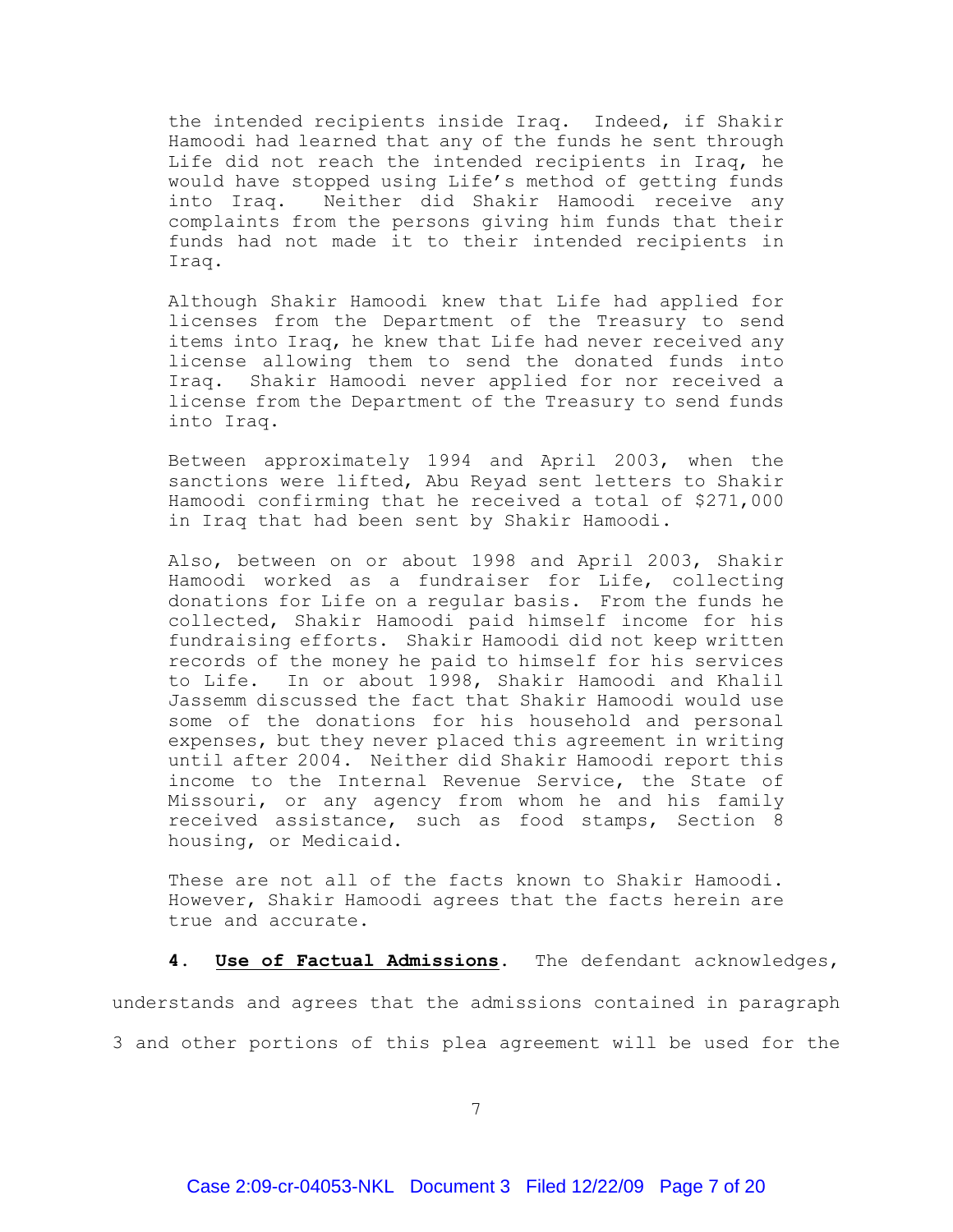the intended recipients inside Iraq. Indeed, if Shakir Hamoodi had learned that any of the funds he sent through Life did not reach the intended recipients in Iraq, he would have stopped using Life's method of getting funds into Iraq. Neither did Shakir Hamoodi receive any complaints from the persons giving him funds that their funds had not made it to their intended recipients in Iraq.

Although Shakir Hamoodi knew that Life had applied for licenses from the Department of the Treasury to send items into Iraq, he knew that Life had never received any license allowing them to send the donated funds into Iraq. Shakir Hamoodi never applied for nor received a license from the Department of the Treasury to send funds into Iraq.

Between approximately 1994 and April 2003, when the sanctions were lifted, Abu Reyad sent letters to Shakir Hamoodi confirming that he received a total of $271,000 in Iraq that had been sent by Shakir Hamoodi.

Also, between on or about 1998 and April 2003, Shakir Hamoodi worked as a fundraiser for Life, collecting donations for Life on a regular basis. From the funds he collected, Shakir Hamoodi paid himself income for his fundraising efforts. Shakir Hamoodi did not keep written records of the money he paid to himself for his services to Life. In or about 1998, Shakir Hamoodi and Khalil Jassemm discussed the fact that Shakir Hamoodi would use some of the donations for his household and personal expenses, but they never placed this agreement in writing until after 2004. Neither did Shakir Hamoodi report this income to the Internal Revenue Service, the State of Missouri, or any agency from whom he and his family received assistance, such as food stamps, Section 8 housing, or Medicaid.

These are not all of the facts known to Shakir Hamoodi. However, Shakir Hamoodi agrees that the facts herein are true and accurate.

**4. <u>Use of Factual Admissions</u>.** The defendant acknowledges, understands and agrees that the admissions contained in paragraph 3 and other portions of this plea agreement will be used for the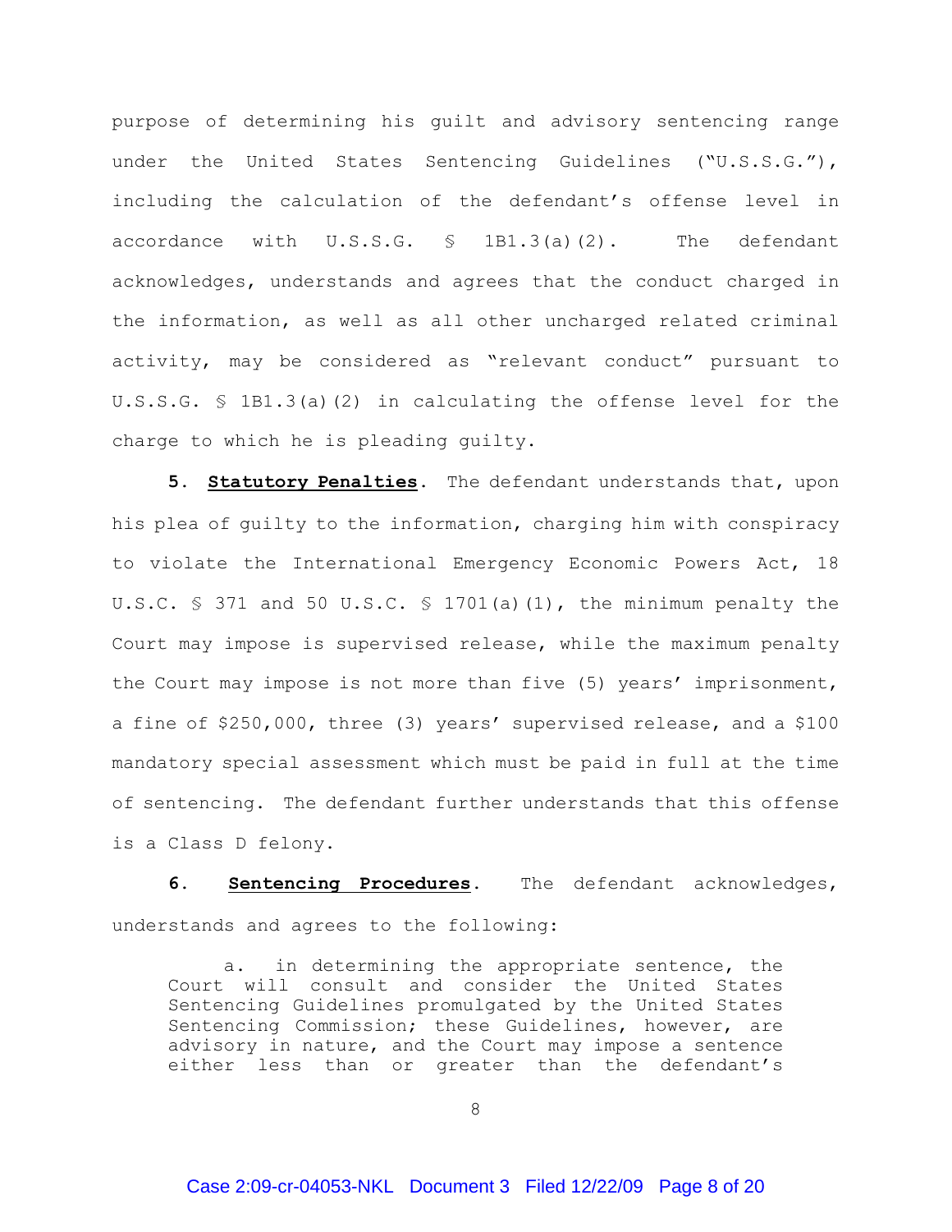purpose of determining his guilt and advisory sentencing range under the United States Sentencing Guidelines ("U.S.S.G."), including the calculation of the defendant's offense level in accordance with U.S.S.G. § 1B1.3(a)(2). The defendant acknowledges, understands and agrees that the conduct charged in the information, as well as all other uncharged related criminal activity, may be considered as "relevant conduct" pursuant to U.S.S.G. § 1B1.3(a)(2) in calculating the offense level for the charge to which he is pleading guilty.

**5. Statutory Penalties**. The defendant understands that, upon his plea of guilty to the information, charging him with conspiracy to violate the International Emergency Economic Powers Act, 18 U.S.C. § 371 and 50 U.S.C. § 1701(a)(1), the minimum penalty the Court may impose is supervised release, while the maximum penalty the Court may impose is not more than five (5) years' imprisonment, a fine of $250,000, three (3) years' supervised release, and a $100 mandatory special assessment which must be paid in full at the time of sentencing. The defendant further understands that this offense is a Class D felony.

**6. Sentencing Procedures**. The defendant acknowledges, understands and agrees to the following:

a. in determining the appropriate sentence, the Court will consult and consider the United States Sentencing Guidelines promulgated by the United States Sentencing Commission; these Guidelines, however, are advisory in nature, and the Court may impose a sentence either less than or greater than the defendant's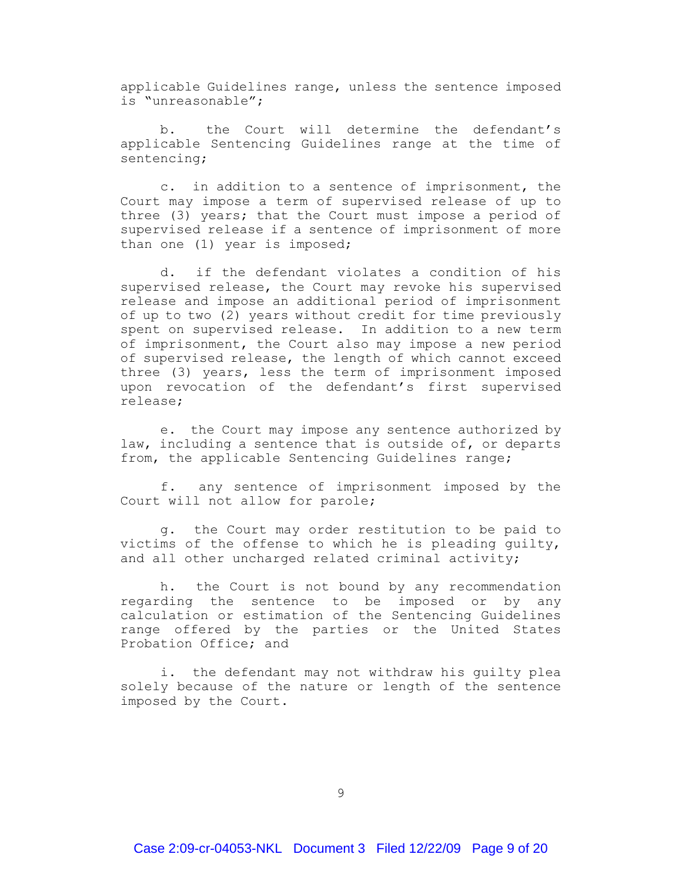applicable Guidelines range, unless the sentence imposed is "unreasonable";

b. the Court will determine the defendant's applicable Sentencing Guidelines range at the time of sentencing;

c. in addition to a sentence of imprisonment, the Court may impose a term of supervised release of up to three (3) years; that the Court must impose a period of supervised release if a sentence of imprisonment of more than one (1) year is imposed;

d. if the defendant violates a condition of his supervised release, the Court may revoke his supervised release and impose an additional period of imprisonment of up to two (2) years without credit for time previously spent on supervised release. In addition to a new term of imprisonment, the Court also may impose a new period of supervised release, the length of which cannot exceed three (3) years, less the term of imprisonment imposed upon revocation of the defendant's first supervised release;

e. the Court may impose any sentence authorized by law, including a sentence that is outside of, or departs from, the applicable Sentencing Guidelines range;

f. any sentence of imprisonment imposed by the Court will not allow for parole;

g. the Court may order restitution to be paid to victims of the offense to which he is pleading guilty, and all other uncharged related criminal activity;

h. the Court is not bound by any recommendation regarding the sentence to be imposed or by any calculation or estimation of the Sentencing Guidelines range offered by the parties or the United States Probation Office; and

i. the defendant may not withdraw his guilty plea solely because of the nature or length of the sentence imposed by the Court.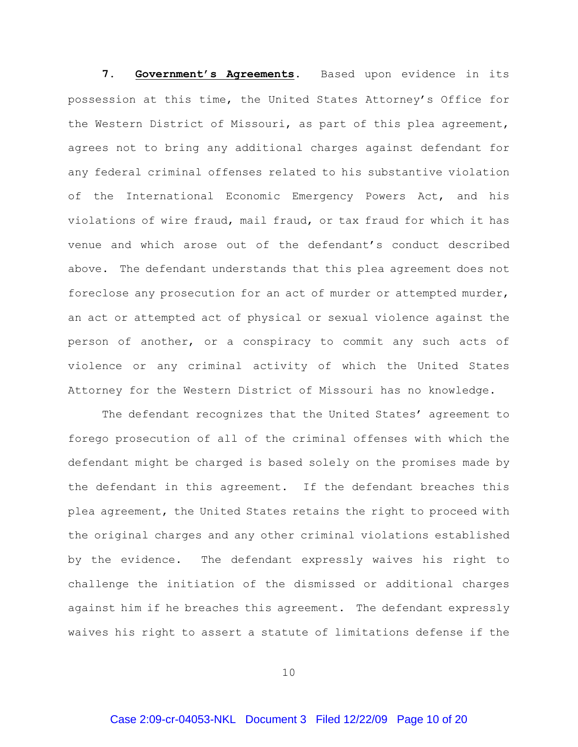**7. Government's Agreements**. Based upon evidence in its possession at this time, the United States Attorney's Office for the Western District of Missouri, as part of this plea agreement, agrees not to bring any additional charges against defendant for any federal criminal offenses related to his substantive violation of the International Economic Emergency Powers Act, and his violations of wire fraud, mail fraud, or tax fraud for which it has venue and which arose out of the defendant's conduct described above. The defendant understands that this plea agreement does not foreclose any prosecution for an act of murder or attempted murder, an act or attempted act of physical or sexual violence against the person of another, or a conspiracy to commit any such acts of violence or any criminal activity of which the United States Attorney for the Western District of Missouri has no knowledge.

The defendant recognizes that the United States' agreement to forego prosecution of all of the criminal offenses with which the defendant might be charged is based solely on the promises made by the defendant in this agreement. If the defendant breaches this plea agreement, the United States retains the right to proceed with the original charges and any other criminal violations established by the evidence. The defendant expressly waives his right to challenge the initiation of the dismissed or additional charges against him if he breaches this agreement. The defendant expressly waives his right to assert a statute of limitations defense if the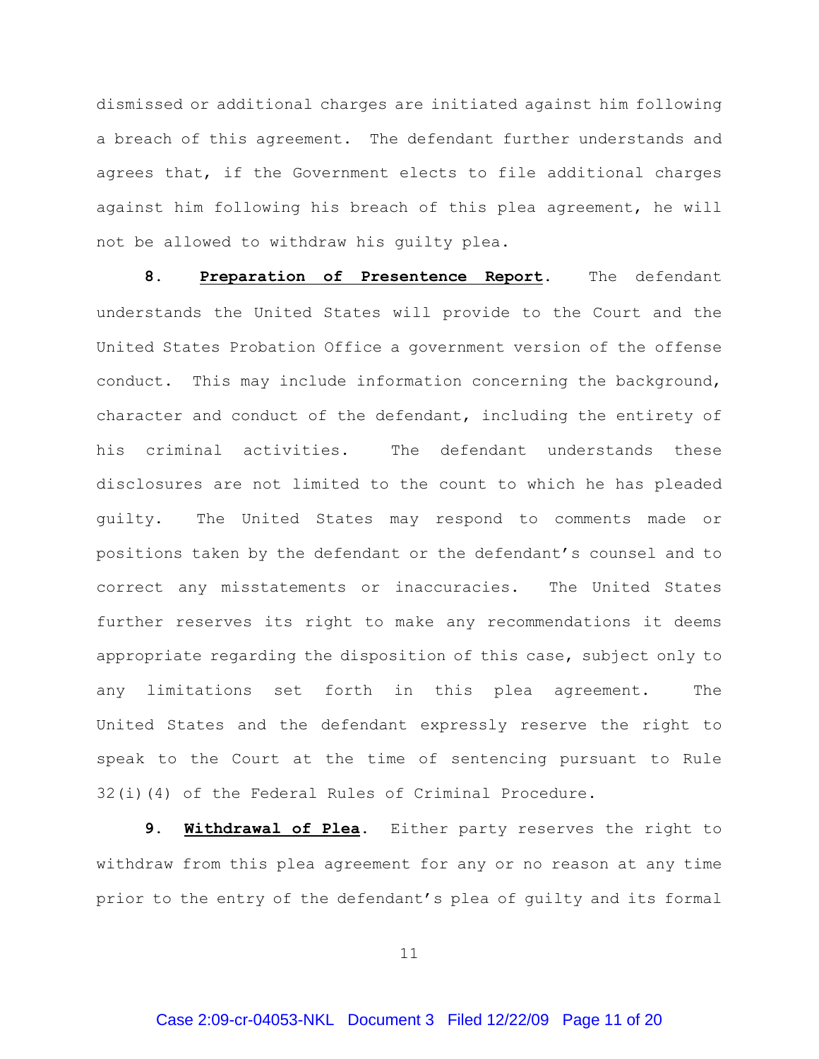dismissed or additional charges are initiated against him following a breach of this agreement. The defendant further understands and agrees that, if the Government elects to file additional charges against him following his breach of this plea agreement, he will not be allowed to withdraw his guilty plea.

**8. Preparation of Presentence Report.** The defendant understands the United States will provide to the Court and the United States Probation Office a government version of the offense conduct. This may include information concerning the background, character and conduct of the defendant, including the entirety of his criminal activities. The defendant understands these disclosures are not limited to the count to which he has pleaded guilty. The United States may respond to comments made or positions taken by the defendant or the defendant's counsel and to correct any misstatements or inaccuracies. The United States further reserves its right to make any recommendations it deems appropriate regarding the disposition of this case, subject only to any limitations set forth in this plea agreement. The United States and the defendant expressly reserve the right to speak to the Court at the time of sentencing pursuant to Rule 32(i)(4) of the Federal Rules of Criminal Procedure.

**9. Withdrawal of Plea.** Either party reserves the right to withdraw from this plea agreement for any or no reason at any time prior to the entry of the defendant's plea of guilty and its formal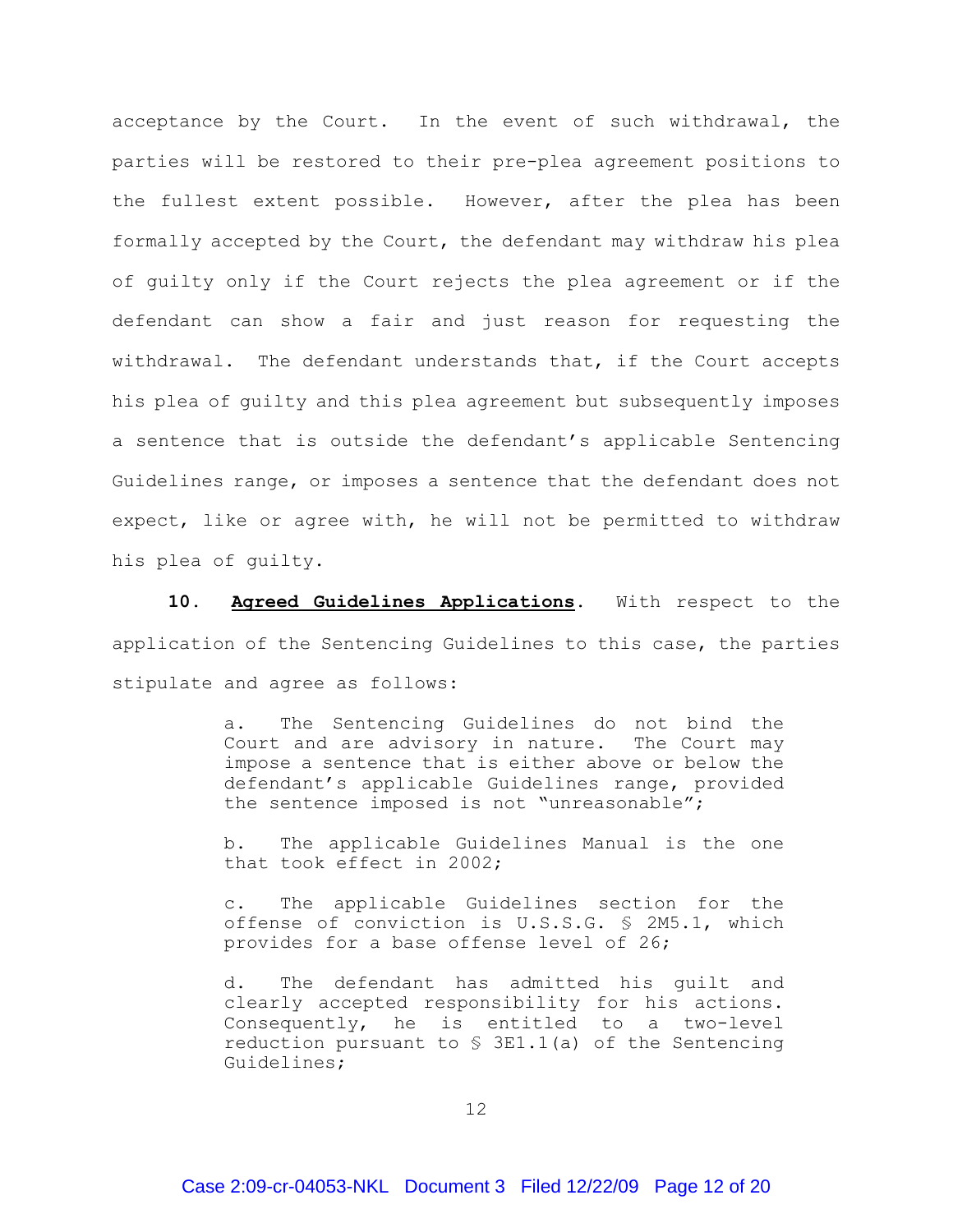acceptance by the Court. In the event of such withdrawal, the parties will be restored to their pre-plea agreement positions to the fullest extent possible. However, after the plea has been formally accepted by the Court, the defendant may withdraw his plea of guilty only if the Court rejects the plea agreement or if the defendant can show a fair and just reason for requesting the withdrawal. The defendant understands that, if the Court accepts his plea of guilty and this plea agreement but subsequently imposes a sentence that is outside the defendant's applicable Sentencing Guidelines range, or imposes a sentence that the defendant does not expect, like or agree with, he will not be permitted to withdraw his plea of guilty.

**10. Agreed Guidelines Applications**. With respect to the application of the Sentencing Guidelines to this case, the parties stipulate and agree as follows:

> a. The Sentencing Guidelines do not bind the Court and are advisory in nature. The Court may impose a sentence that is either above or below the defendant's applicable Guidelines range, provided the sentence imposed is not "unreasonable";
>
> b. The applicable Guidelines Manual is the one that took effect in 2002;
>
> c. The applicable Guidelines section for the offense of conviction is U.S.S.G. § 2M5.1, which provides for a base offense level of 26;
>
> d. The defendant has admitted his guilt and clearly accepted responsibility for his actions. Consequently, he is entitled to a two-level reduction pursuant to § 3E1.1(a) of the Sentencing Guidelines;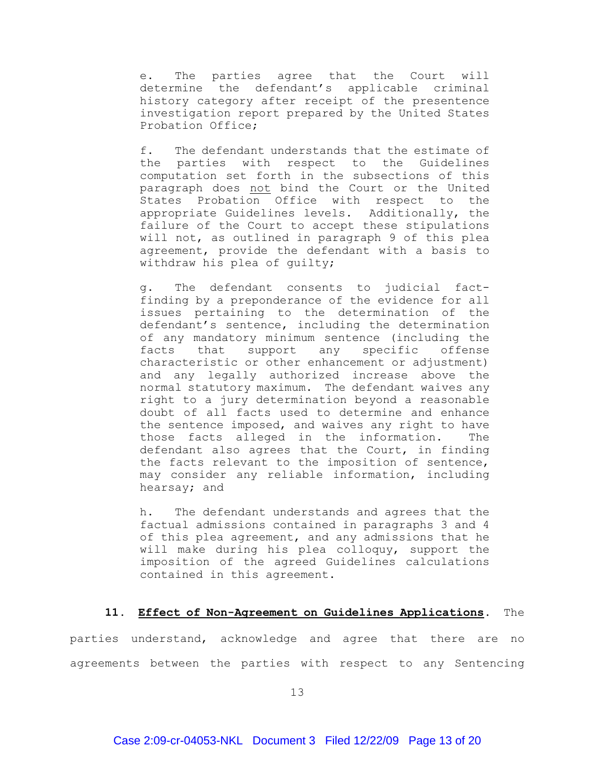e. The parties agree that the Court will determine the defendant's applicable criminal history category after receipt of the presentence investigation report prepared by the United States Probation Office;

f. The defendant understands that the estimate of the parties with respect to the Guidelines computation set forth in the subsections of this paragraph does not bind the Court or the United States Probation Office with respect to the appropriate Guidelines levels. Additionally, the failure of the Court to accept these stipulations will not, as outlined in paragraph 9 of this plea agreement, provide the defendant with a basis to withdraw his plea of guilty;

g. The defendant consents to judicial fact-finding by a preponderance of the evidence for all issues pertaining to the determination of the defendant's sentence, including the determination of any mandatory minimum sentence (including the facts that support any specific offense characteristic or other enhancement or adjustment) and any legally authorized increase above the normal statutory maximum. The defendant waives any right to a jury determination beyond a reasonable doubt of all facts used to determine and enhance the sentence imposed, and waives any right to have those facts alleged in the information. The defendant also agrees that the Court, in finding the facts relevant to the imposition of sentence, may consider any reliable information, including hearsay; and

h. The defendant understands and agrees that the factual admissions contained in paragraphs 3 and 4 of this plea agreement, and any admissions that he will make during his plea colloquy, support the imposition of the agreed Guidelines calculations contained in this agreement.

**11. Effect of Non-Agreement on Guidelines Applications.** The parties understand, acknowledge and agree that there are no agreements between the parties with respect to any Sentencing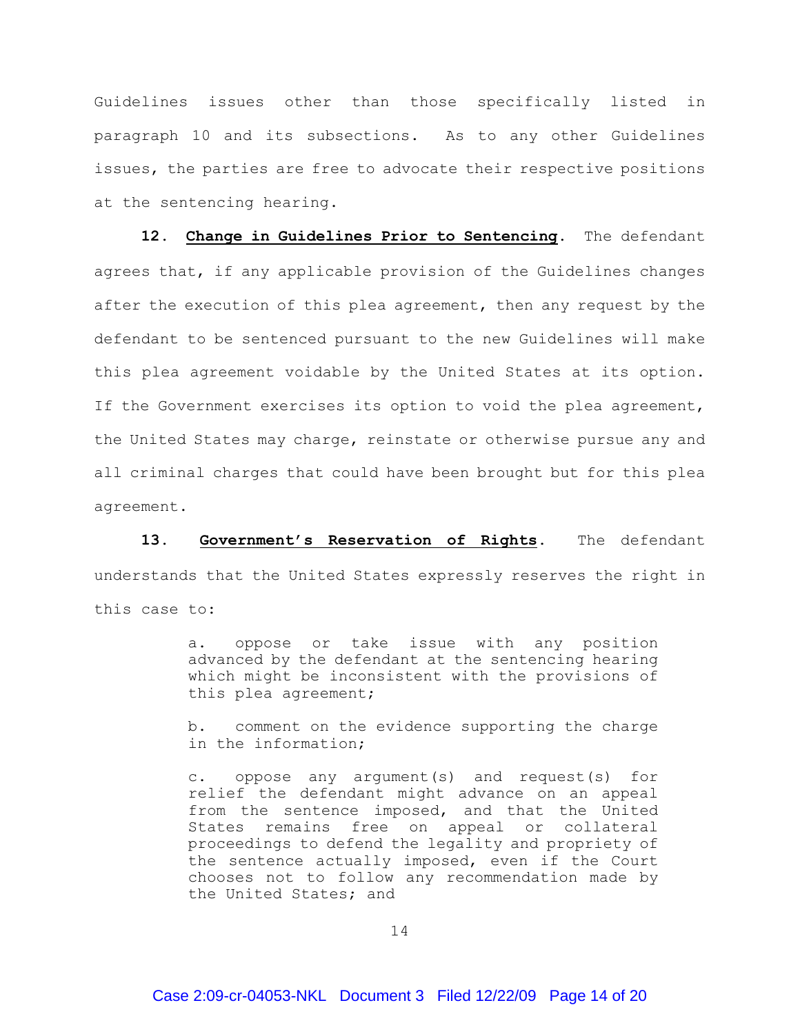Guidelines issues other than those specifically listed in paragraph 10 and its subsections. As to any other Guidelines issues, the parties are free to advocate their respective positions at the sentencing hearing.

**12. Change in Guidelines Prior to Sentencing**. The defendant agrees that, if any applicable provision of the Guidelines changes after the execution of this plea agreement, then any request by the defendant to be sentenced pursuant to the new Guidelines will make this plea agreement voidable by the United States at its option. If the Government exercises its option to void the plea agreement, the United States may charge, reinstate or otherwise pursue any and all criminal charges that could have been brought but for this plea agreement.

**13. Government's Reservation of Rights**. The defendant understands that the United States expressly reserves the right in this case to:

> a. oppose or take issue with any position advanced by the defendant at the sentencing hearing which might be inconsistent with the provisions of this plea agreement;
>
> b. comment on the evidence supporting the charge in the information;
>
> c. oppose any argument(s) and request(s) for relief the defendant might advance on an appeal from the sentence imposed, and that the United States remains free on appeal or collateral proceedings to defend the legality and propriety of the sentence actually imposed, even if the Court chooses not to follow any recommendation made by the United States; and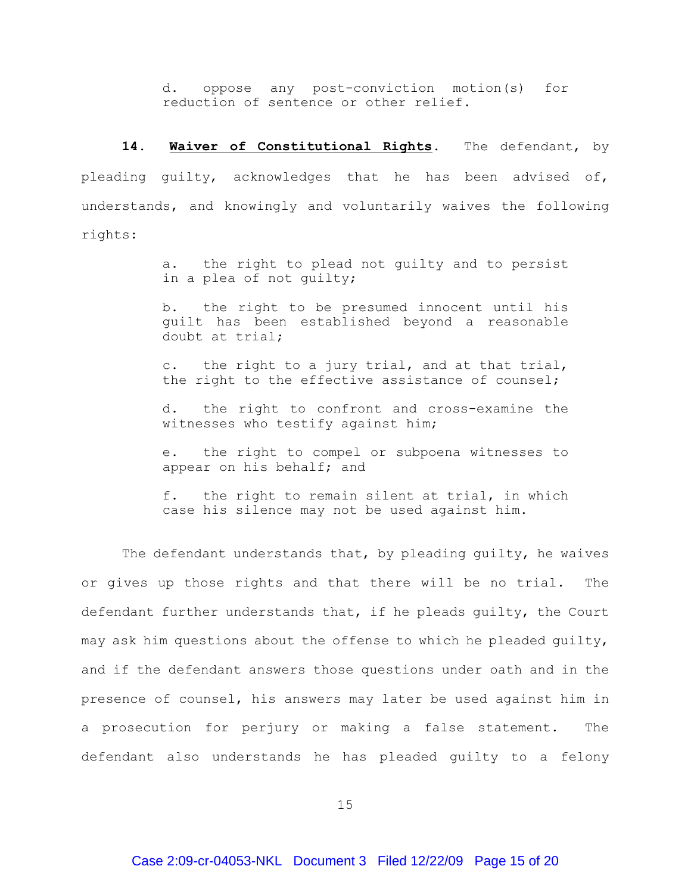d. oppose any post-conviction motion(s) for reduction of sentence or other relief.

**14.** **Waiver of Constitutional Rights**. The defendant, by pleading guilty, acknowledges that he has been advised of, understands, and knowingly and voluntarily waives the following rights:

a. the right to plead not guilty and to persist in a plea of not guilty;

b. the right to be presumed innocent until his guilt has been established beyond a reasonable doubt at trial;

c. the right to a jury trial, and at that trial, the right to the effective assistance of counsel;

d. the right to confront and cross-examine the witnesses who testify against him;

e. the right to compel or subpoena witnesses to appear on his behalf; and

f. the right to remain silent at trial, in which case his silence may not be used against him.

The defendant understands that, by pleading guilty, he waives or gives up those rights and that there will be no trial. The defendant further understands that, if he pleads guilty, the Court may ask him questions about the offense to which he pleaded guilty, and if the defendant answers those questions under oath and in the presence of counsel, his answers may later be used against him in a prosecution for perjury or making a false statement. The defendant also understands he has pleaded guilty to a felony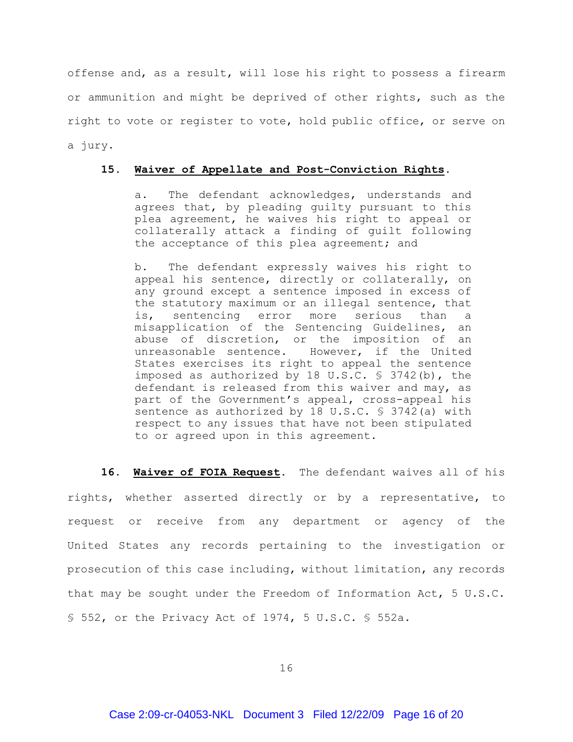offense and, as a result, will lose his right to possess a firearm or ammunition and might be deprived of other rights, such as the right to vote or register to vote, hold public office, or serve on a jury.

**15. Waiver of Appellate and Post-Conviction Rights.**

> a. The defendant acknowledges, understands and agrees that, by pleading guilty pursuant to this plea agreement, he waives his right to appeal or collaterally attack a finding of guilt following the acceptance of this plea agreement; and
>
> b. The defendant expressly waives his right to appeal his sentence, directly or collaterally, on any ground except a sentence imposed in excess of the statutory maximum or an illegal sentence, that is, sentencing error more serious than a misapplication of the Sentencing Guidelines, an abuse of discretion, or the imposition of an unreasonable sentence. However, if the United States exercises its right to appeal the sentence imposed as authorized by 18 U.S.C. § 3742(b), the defendant is released from this waiver and may, as part of the Government's appeal, cross-appeal his sentence as authorized by 18 U.S.C. § 3742(a) with respect to any issues that have not been stipulated to or agreed upon in this agreement.

**16. Waiver of FOIA Request.** The defendant waives all of his rights, whether asserted directly or by a representative, to request or receive from any department or agency of the United States any records pertaining to the investigation or prosecution of this case including, without limitation, any records that may be sought under the Freedom of Information Act, 5 U.S.C. § 552, or the Privacy Act of 1974, 5 U.S.C. § 552a.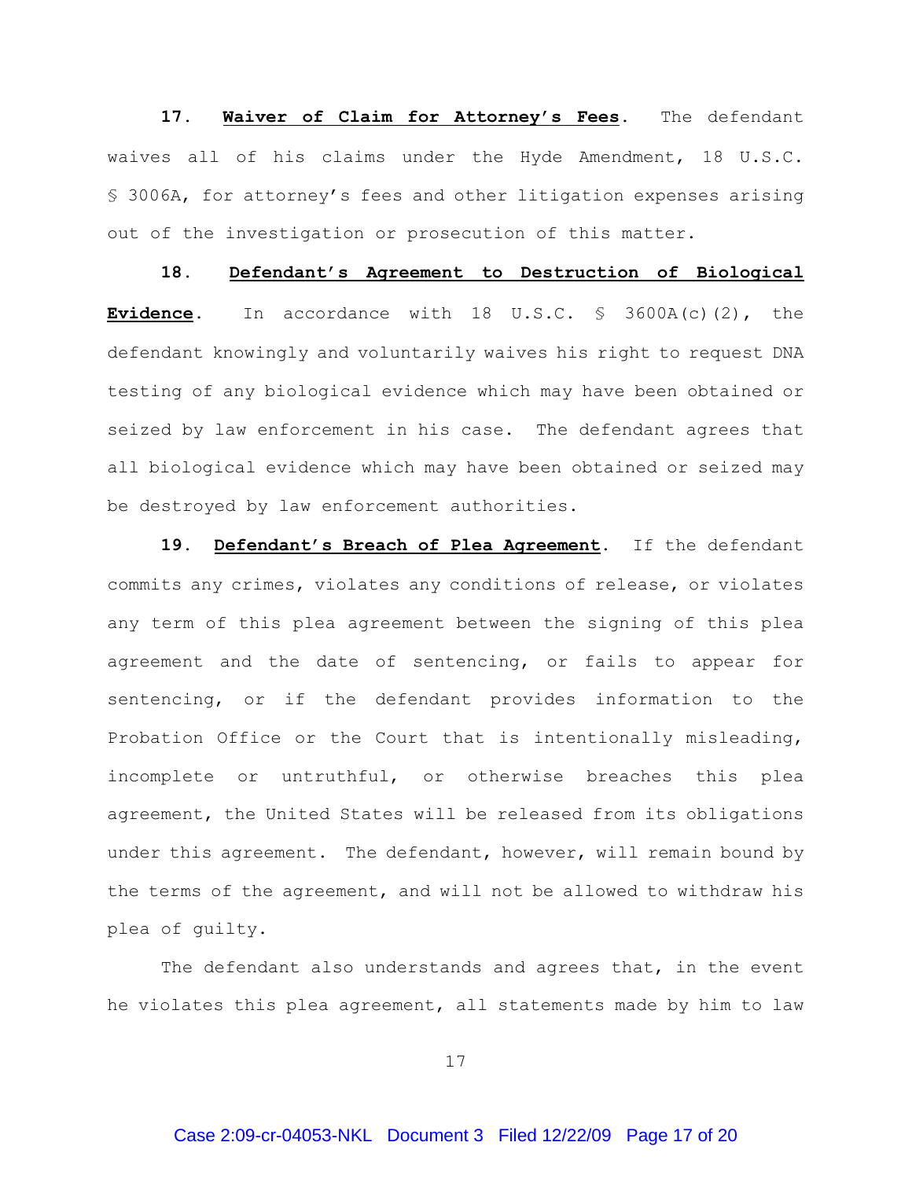**17. <u>Waiver of Claim for Attorney's Fees</u>.** The defendant waives all of his claims under the Hyde Amendment, 18 U.S.C. § 3006A, for attorney's fees and other litigation expenses arising out of the investigation or prosecution of this matter.

**18. <u>Defendant's Agreement to Destruction of Biological Evidence</u>.** In accordance with 18 U.S.C. § 3600A(c)(2), the defendant knowingly and voluntarily waives his right to request DNA testing of any biological evidence which may have been obtained or seized by law enforcement in his case. The defendant agrees that all biological evidence which may have been obtained or seized may be destroyed by law enforcement authorities.

**19. <u>Defendant's Breach of Plea Agreement</u>.** If the defendant commits any crimes, violates any conditions of release, or violates any term of this plea agreement between the signing of this plea agreement and the date of sentencing, or fails to appear for sentencing, or if the defendant provides information to the Probation Office or the Court that is intentionally misleading, incomplete or untruthful, or otherwise breaches this plea agreement, the United States will be released from its obligations under this agreement. The defendant, however, will remain bound by the terms of the agreement, and will not be allowed to withdraw his plea of guilty.

The defendant also understands and agrees that, in the event he violates this plea agreement, all statements made by him to law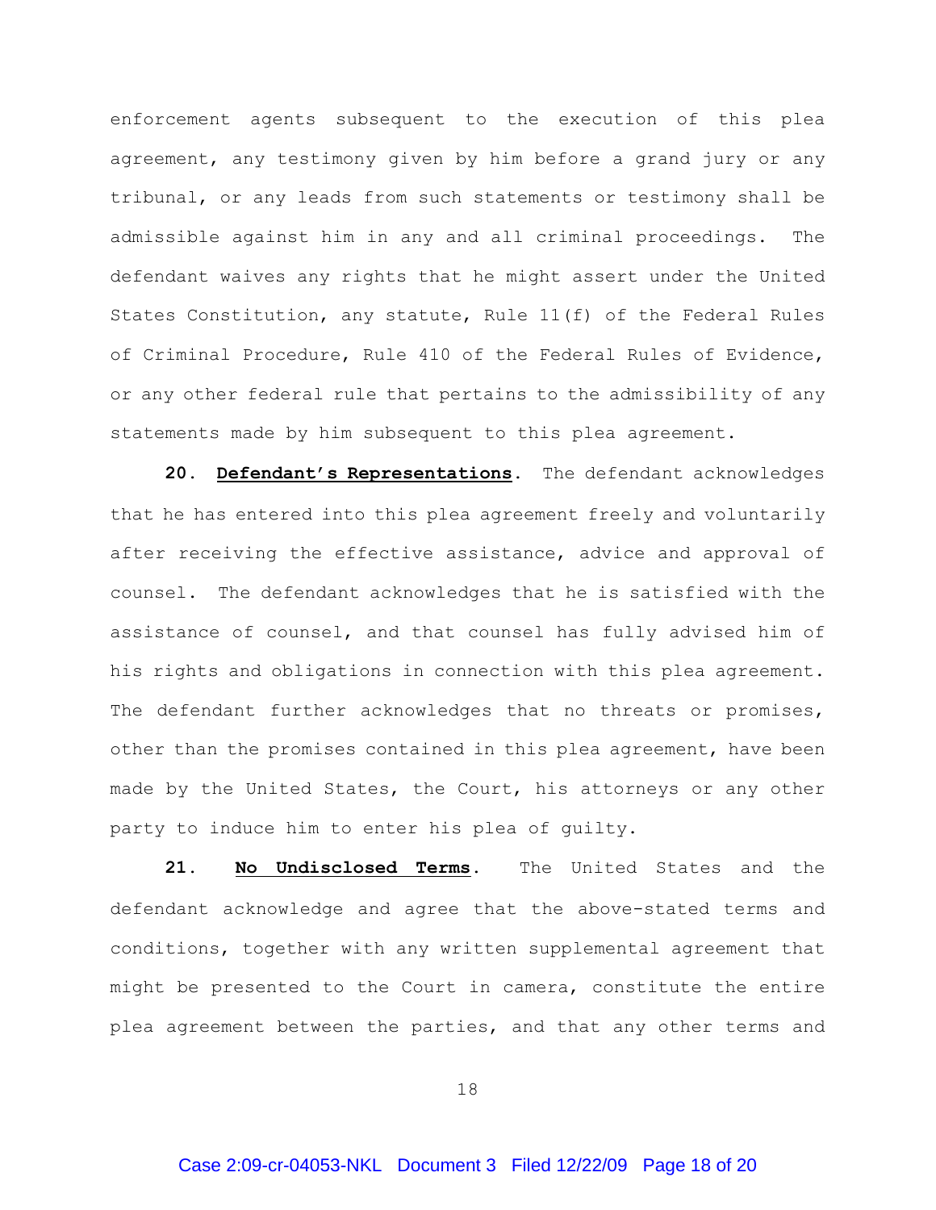enforcement agents subsequent to the execution of this plea agreement, any testimony given by him before a grand jury or any tribunal, or any leads from such statements or testimony shall be admissible against him in any and all criminal proceedings. The defendant waives any rights that he might assert under the United States Constitution, any statute, Rule 11(f) of the Federal Rules of Criminal Procedure, Rule 410 of the Federal Rules of Evidence, or any other federal rule that pertains to the admissibility of any statements made by him subsequent to this plea agreement.

**20. Defendant's Representations.** The defendant acknowledges that he has entered into this plea agreement freely and voluntarily after receiving the effective assistance, advice and approval of counsel. The defendant acknowledges that he is satisfied with the assistance of counsel, and that counsel has fully advised him of his rights and obligations in connection with this plea agreement. The defendant further acknowledges that no threats or promises, other than the promises contained in this plea agreement, have been made by the United States, the Court, his attorneys or any other party to induce him to enter his plea of guilty.

**21. No Undisclosed Terms.** The United States and the defendant acknowledge and agree that the above-stated terms and conditions, together with any written supplemental agreement that might be presented to the Court in camera, constitute the entire plea agreement between the parties, and that any other terms and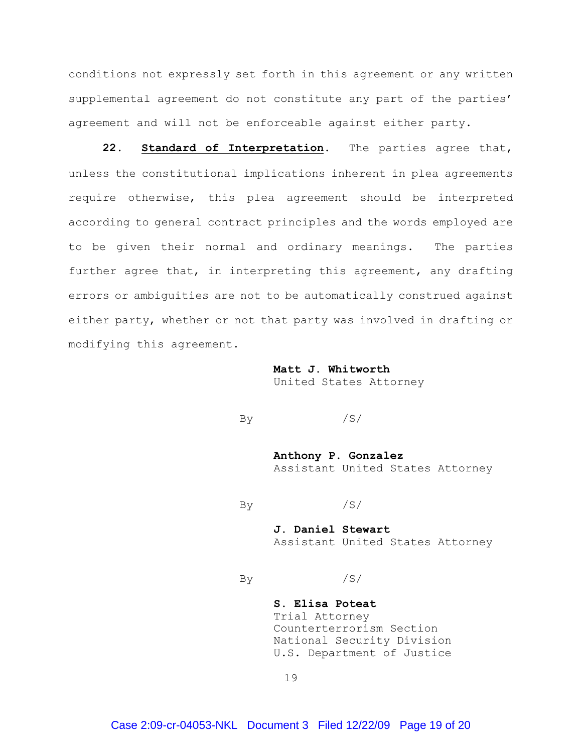conditions not expressly set forth in this agreement or any written supplemental agreement do not constitute any part of the parties' agreement and will not be enforceable against either party.

**22. Standard of Interpretation.** The parties agree that, unless the constitutional implications inherent in plea agreements require otherwise, this plea agreement should be interpreted according to general contract principles and the words employed are to be given their normal and ordinary meanings. The parties further agree that, in interpreting this agreement, any drafting errors or ambiguities are not to be automatically construed against either party, whether or not that party was involved in drafting or modifying this agreement.

**Matt J. Whitworth**
United States Attorney

By /S/

**Anthony P. Gonzalez**
Assistant United States Attorney

By /S/

**J. Daniel Stewart**
Assistant United States Attorney

By /S/

**S. Elisa Poteat**
Trial Attorney
Counterterrorism Section
National Security Division
U.S. Department of Justice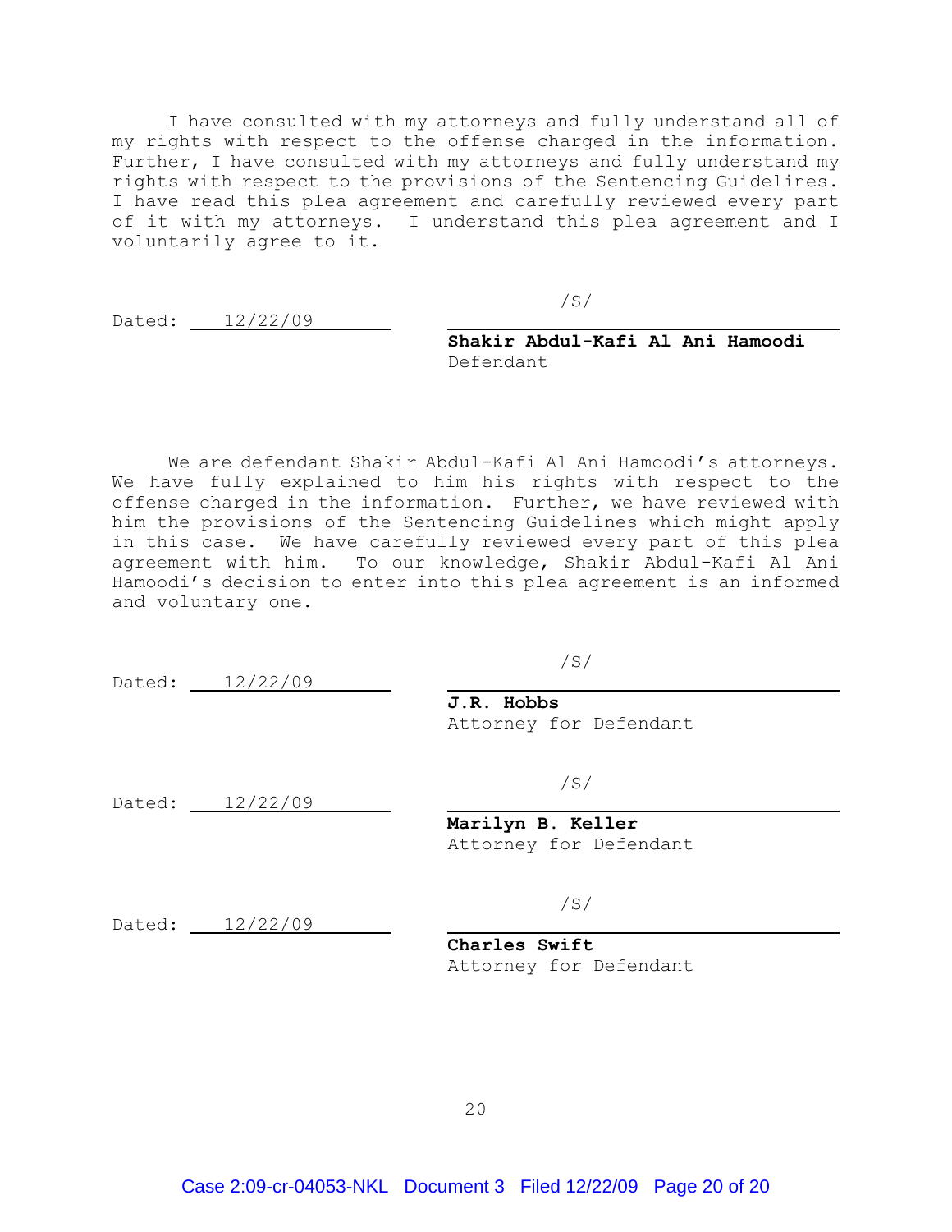I have consulted with my attorneys and fully understand all of my rights with respect to the offense charged in the information. Further, I have consulted with my attorneys and fully understand my rights with respect to the provisions of the Sentencing Guidelines. I have read this plea agreement and carefully reviewed every part of it with my attorneys. I understand this plea agreement and I voluntarily agree to it.

Dated: 12/22/09

/S/

**Shakir Abdul-Kafi Al Ani Hamoodi**
Defendant

We are defendant Shakir Abdul-Kafi Al Ani Hamoodi's attorneys. We have fully explained to him his rights with respect to the offense charged in the information. Further, we have reviewed with him the provisions of the Sentencing Guidelines which might apply in this case. We have carefully reviewed every part of this plea agreement with him. To our knowledge, Shakir Abdul-Kafi Al Ani Hamoodi's decision to enter into this plea agreement is an informed and voluntary one.

Dated: 12/22/09

/S/

**J.R. Hobbs**
Attorney for Defendant

Dated: 12/22/09

/S/

**Marilyn B. Keller**
Attorney for Defendant

Dated: 12/22/09

/S/

**Charles Swift**
Attorney for Defendant